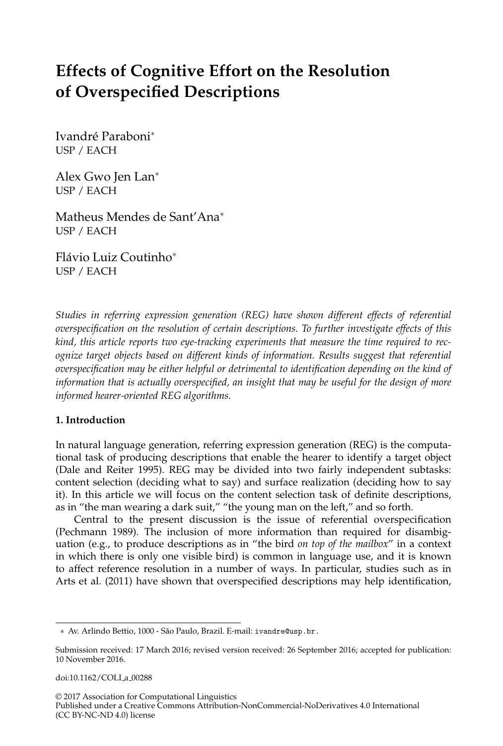# Effects of Cognitive Effort on the Resolution of Overspecified Descriptions

Ivandré Paraboni*
USP / EACH

Alex Gwo Jen Lan*
USP / EACH

Matheus Mendes de Sant'Ana*
USP / EACH

Flávio Luiz Coutinho*
USP / EACH

*Studies in referring expression generation (REG) have shown different effects of referential overspecification on the resolution of certain descriptions. To further investigate effects of this kind, this article reports two eye-tracking experiments that measure the time required to recognize target objects based on different kinds of information. Results suggest that referential overspecification may be either helpful or detrimental to identification depending on the kind of information that is actually overspecified, an insight that may be useful for the design of more informed hearer-oriented REG algorithms.*

## 1. Introduction

In natural language generation, referring expression generation (REG) is the computational task of producing descriptions that enable the hearer to identify a target object (Dale and Reiter 1995). REG may be divided into two fairly independent subtasks: content selection (deciding what to say) and surface realization (deciding how to say it). In this article we will focus on the content selection task of definite descriptions, as in "the man wearing a dark suit," "the young man on the left," and so forth.

Central to the present discussion is the issue of referential overspecification (Pechmann 1989). The inclusion of more information than required for disambiguation (e.g., to produce descriptions as in "the bird *on top of the mailbox*" in a context in which there is only one visible bird) is common in language use, and it is known to affect reference resolution in a number of ways. In particular, studies such as in Arts et al. (2011) have shown that overspecified descriptions may help identification,

---

* Av. Arlindo Bettio, 1000 - São Paulo, Brazil. E-mail: ivandre@usp.br.

Submission received: 17 March 2016; revised version received: 26 September 2016; accepted for publication: 10 November 2016.

doi:10.1162/COLI_a_00288

© 2017 Association for Computational Linguistics
Published under a Creative Commons Attribution-NonCommercial-NoDerivatives 4.0 International (CC BY-NC-ND 4.0) license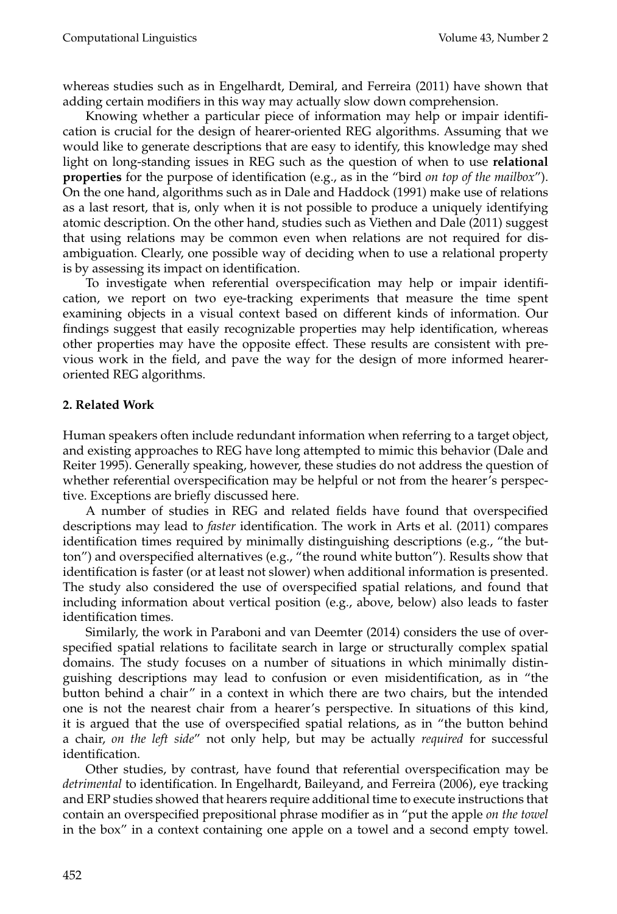whereas studies such as in Engelhardt, Demiral, and Ferreira (2011) have shown that adding certain modifiers in this way may actually slow down comprehension.

Knowing whether a particular piece of information may help or impair identification is crucial for the design of hearer-oriented REG algorithms. Assuming that we would like to generate descriptions that are easy to identify, this knowledge may shed light on long-standing issues in REG such as the question of when to use **relational properties** for the purpose of identification (e.g., as in the "bird *on top of the mailbox*"). On the one hand, algorithms such as in Dale and Haddock (1991) make use of relations as a last resort, that is, only when it is not possible to produce a uniquely identifying atomic description. On the other hand, studies such as Viethen and Dale (2011) suggest that using relations may be common even when relations are not required for disambiguation. Clearly, one possible way of deciding when to use a relational property is by assessing its impact on identification.

To investigate when referential overspecification may help or impair identification, we report on two eye-tracking experiments that measure the time spent examining objects in a visual context based on different kinds of information. Our findings suggest that easily recognizable properties may help identification, whereas other properties may have the opposite effect. These results are consistent with previous work in the field, and pave the way for the design of more informed hearer-oriented REG algorithms.

## 2. Related Work

Human speakers often include redundant information when referring to a target object, and existing approaches to REG have long attempted to mimic this behavior (Dale and Reiter 1995). Generally speaking, however, these studies do not address the question of whether referential overspecification may be helpful or not from the hearer's perspective. Exceptions are briefly discussed here.

A number of studies in REG and related fields have found that overspecified descriptions may lead to *faster* identification. The work in Arts et al. (2011) compares identification times required by minimally distinguishing descriptions (e.g., "the button") and overspecified alternatives (e.g., "the round white button"). Results show that identification is faster (or at least not slower) when additional information is presented. The study also considered the use of overspecified spatial relations, and found that including information about vertical position (e.g., above, below) also leads to faster identification times.

Similarly, the work in Paraboni and van Deemter (2014) considers the use of overspecified spatial relations to facilitate search in large or structurally complex spatial domains. The study focuses on a number of situations in which minimally distinguishing descriptions may lead to confusion or even misidentification, as in "the button behind a chair" in a context in which there are two chairs, but the intended one is not the nearest chair from a hearer's perspective. In situations of this kind, it is argued that the use of overspecified spatial relations, as in "the button behind a chair, *on the left side*" not only help, but may be actually *required* for successful identification.

Other studies, by contrast, have found that referential overspecification may be *detrimental* to identification. In Engelhardt, Baileyand, and Ferreira (2006), eye tracking and ERP studies showed that hearers require additional time to execute instructions that contain an overspecified prepositional phrase modifier as in "put the apple *on the towel* in the box" in a context containing one apple on a towel and a second empty towel.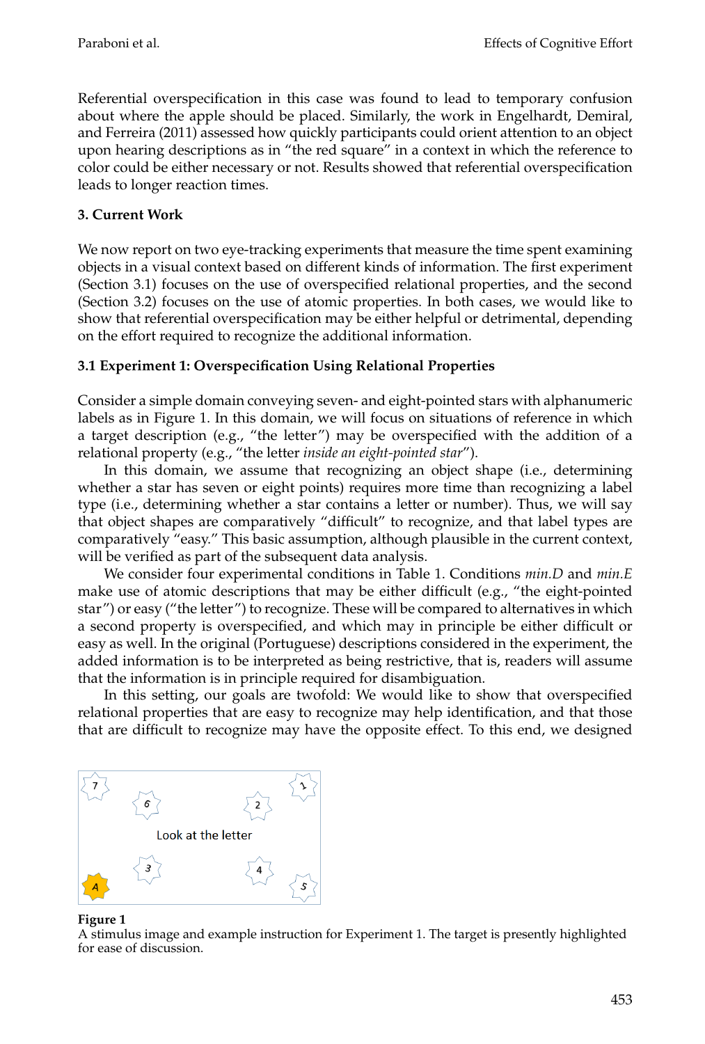Referential overspecification in this case was found to lead to temporary confusion about where the apple should be placed. Similarly, the work in Engelhardt, Demiral, and Ferreira (2011) assessed how quickly participants could orient attention to an object upon hearing descriptions as in "the red square" in a context in which the reference to color could be either necessary or not. Results showed that referential overspecification leads to longer reaction times.

## 3. Current Work

We now report on two eye-tracking experiments that measure the time spent examining objects in a visual context based on different kinds of information. The first experiment (Section 3.1) focuses on the use of overspecified relational properties, and the second (Section 3.2) focuses on the use of atomic properties. In both cases, we would like to show that referential overspecification may be either helpful or detrimental, depending on the effort required to recognize the additional information.

### 3.1 Experiment 1: Overspecification Using Relational Properties

Consider a simple domain conveying seven- and eight-pointed stars with alphanumeric labels as in Figure 1. In this domain, we will focus on situations of reference in which a target description (e.g., "the letter") may be overspecified with the addition of a relational property (e.g., "the letter *inside an eight-pointed star*").

In this domain, we assume that recognizing an object shape (i.e., determining whether a star has seven or eight points) requires more time than recognizing a label type (i.e., determining whether a star contains a letter or number). Thus, we will say that object shapes are comparatively "difficult" to recognize, and that label types are comparatively "easy." This basic assumption, although plausible in the current context, will be verified as part of the subsequent data analysis.

We consider four experimental conditions in Table 1. Conditions *min.D* and *min.E* make use of atomic descriptions that may be either difficult (e.g., "the eight-pointed star") or easy ("the letter") to recognize. These will be compared to alternatives in which a second property is overspecified, and which may in principle be either difficult or easy as well. In the original (Portuguese) descriptions considered in the experiment, the added information is to be interpreted as being restrictive, that is, readers will assume that the information is in principle required for disambiguation.

In this setting, our goals are twofold: We would like to show that overspecified relational properties that are easy to recognize may help identification, and that those that are difficult to recognize may have the opposite effect. To this end, we designed

7 6 2 1
Look at the letter
3 4 5 A

**Figure 1**
A stimulus image and example instruction for Experiment 1. The target is presently highlighted for ease of discussion.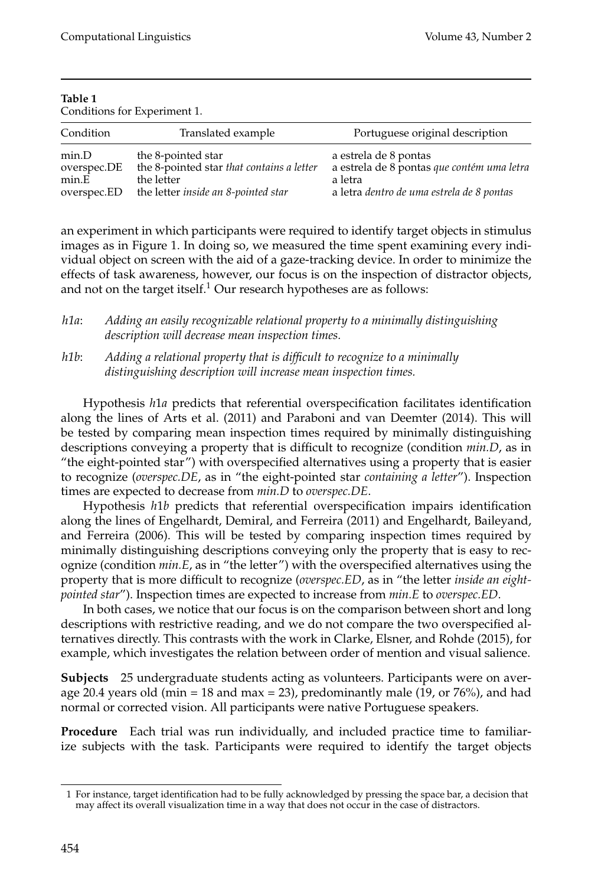**Table 1**
Conditions for Experiment 1.

| Condition | Translated example | Portuguese original description |
| --- | --- | --- |
| min.D | the 8-pointed star | a estrela de 8 pontas |
| overspec.DE | the 8-pointed star *that contains a letter* | a estrela de 8 pontas *que contém uma letra* |
| min.E | the letter | a letra |
| overspec.ED | the letter *inside an 8-pointed star* | a letra *dentro de uma estrela de 8 pontas* |

an experiment in which participants were required to identify target objects in stimulus images as in Figure 1. In doing so, we measured the time spent examining every individual object on screen with the aid of a gaze-tracking device. In order to minimize the effects of task awareness, however, our focus is on the inspection of distractor objects, and not on the target itself.[1] Our research hypotheses are as follows:

*h1a*: *Adding an easily recognizable relational property to a minimally distinguishing description will decrease mean inspection times.*

*h1b*: *Adding a relational property that is difficult to recognize to a minimally distinguishing description will increase mean inspection times.*

Hypothesis *h1a* predicts that referential overspecification facilitates identification along the lines of Arts et al. (2011) and Paraboni and van Deemter (2014). This will be tested by comparing mean inspection times required by minimally distinguishing descriptions conveying a property that is difficult to recognize (condition *min.D*, as in "the eight-pointed star") with overspecified alternatives using a property that is easier to recognize (*overspec.DE*, as in "the eight-pointed star *containing a letter*"). Inspection times are expected to decrease from *min.D* to *overspec.DE*.

Hypothesis *h1b* predicts that referential overspecification impairs identification along the lines of Engelhardt, Demiral, and Ferreira (2011) and Engelhardt, Baileyand, and Ferreira (2006). This will be tested by comparing inspection times required by minimally distinguishing descriptions conveying only the property that is easy to recognize (condition *min.E*, as in "the letter") with the overspecified alternatives using the property that is more difficult to recognize (*overspec.ED*, as in "the letter *inside an eight-pointed star*"). Inspection times are expected to increase from *min.E* to *overspec.ED*.

In both cases, we notice that our focus is on the comparison between short and long descriptions with restrictive reading, and we do not compare the two overspecified alternatives directly. This contrasts with the work in Clarke, Elsner, and Rohde (2015), for example, which investigates the relation between order of mention and visual salience.

**Subjects** 25 undergraduate students acting as volunteers. Participants were on average 20.4 years old (min = 18 and max = 23), predominantly male (19, or 76%), and had normal or corrected vision. All participants were native Portuguese speakers.

**Procedure** Each trial was run individually, and included practice time to familiarize subjects with the task. Participants were required to identify the target objects

[1] For instance, target identification had to be fully acknowledged by pressing the space bar, a decision that may affect its overall visualization time in a way that does not occur in the case of distractors.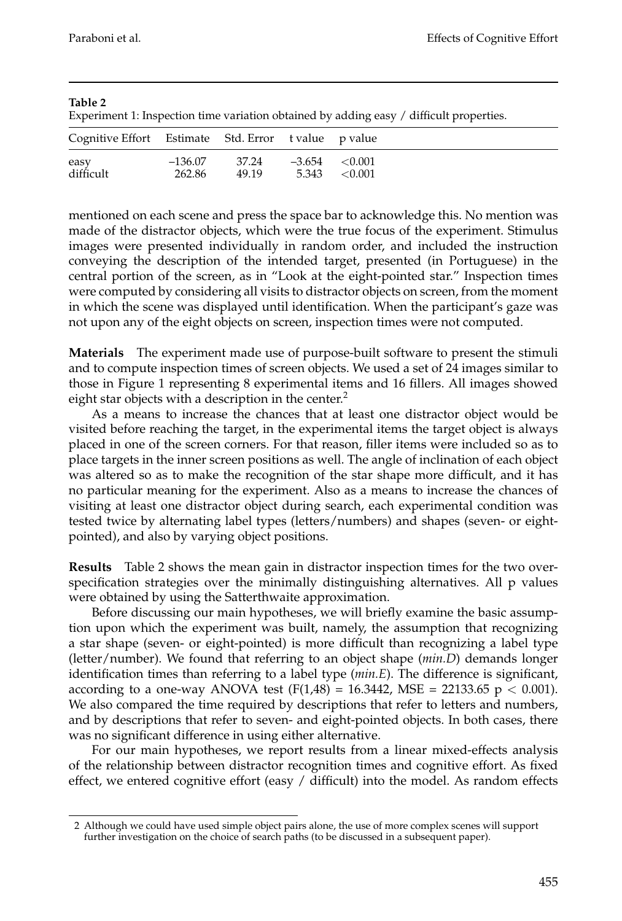**Table 2**
Experiment 1: Inspection time variation obtained by adding easy / difficult properties.

| Cognitive Effort | Estimate | Std. Error | t value | p value |
|---|---|---|---|---|
| easy | –136.07 | 37.24 | –3.654 | <0.001 |
| difficult | 262.86 | 49.19 | 5.343 | <0.001 |

mentioned on each scene and press the space bar to acknowledge this. No mention was made of the distractor objects, which were the true focus of the experiment. Stimulus images were presented individually in random order, and included the instruction conveying the description of the intended target, presented (in Portuguese) in the central portion of the screen, as in "Look at the eight-pointed star." Inspection times were computed by considering all visits to distractor objects on screen, from the moment in which the scene was displayed until identification. When the participant's gaze was not upon any of the eight objects on screen, inspection times were not computed.

**Materials** The experiment made use of purpose-built software to present the stimuli and to compute inspection times of screen objects. We used a set of 24 images similar to those in Figure 1 representing 8 experimental items and 16 fillers. All images showed eight star objects with a description in the center.[2]

As a means to increase the chances that at least one distractor object would be visited before reaching the target, in the experimental items the target object is always placed in one of the screen corners. For that reason, filler items were included so as to place targets in the inner screen positions as well. The angle of inclination of each object was altered so as to make the recognition of the star shape more difficult, and it has no particular meaning for the experiment. Also as a means to increase the chances of visiting at least one distractor object during search, each experimental condition was tested twice by alternating label types (letters/numbers) and shapes (seven- or eight-pointed), and also by varying object positions.

**Results** Table 2 shows the mean gain in distractor inspection times for the two over-specification strategies over the minimally distinguishing alternatives. All p values were obtained by using the Satterthwaite approximation.

Before discussing our main hypotheses, we will briefly examine the basic assumption upon which the experiment was built, namely, the assumption that recognizing a star shape (seven- or eight-pointed) is more difficult than recognizing a label type (letter/number). We found that referring to an object shape (*min.D*) demands longer identification times than referring to a label type (*min.E*). The difference is significant, according to a one-way ANOVA test ($F(1,48) = 16.3442$, $MSE = 22133.65$ $p < 0.001$). We also compared the time required by descriptions that refer to letters and numbers, and by descriptions that refer to seven- and eight-pointed objects. In both cases, there was no significant difference in using either alternative.

For our main hypotheses, we report results from a linear mixed-effects analysis of the relationship between distractor recognition times and cognitive effort. As fixed effect, we entered cognitive effort (easy / difficult) into the model. As random effects

---

2 Although we could have used simple object pairs alone, the use of more complex scenes will support further investigation on the choice of search paths (to be discussed in a subsequent paper).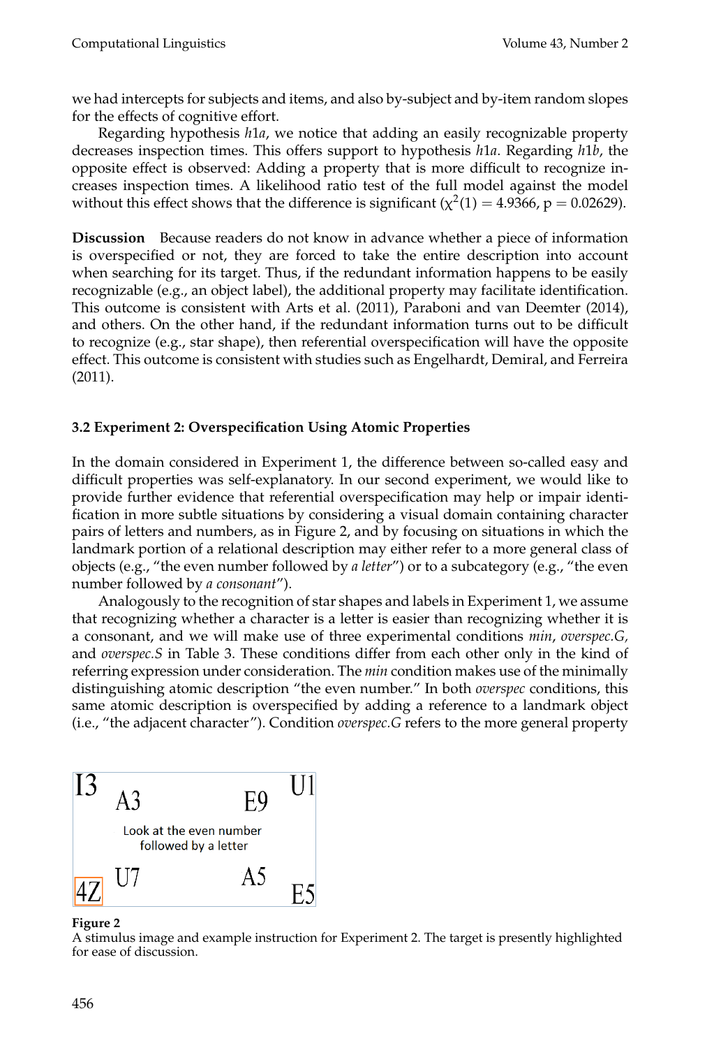we had intercepts for subjects and items, and also by-subject and by-item random slopes for the effects of cognitive effort.

Regarding hypothesis *h*1*a*, we notice that adding an easily recognizable property decreases inspection times. This offers support to hypothesis *h*1*a*. Regarding *h*1*b*, the opposite effect is observed: Adding a property that is more difficult to recognize increases inspection times. A likelihood ratio test of the full model against the model without this effect shows that the difference is significant ($\chi^2(1) = 4.9366$, $p = 0.02629$).

**Discussion** Because readers do not know in advance whether a piece of information is overspecified or not, they are forced to take the entire description into account when searching for its target. Thus, if the redundant information happens to be easily recognizable (e.g., an object label), the additional property may facilitate identification. This outcome is consistent with Arts et al. (2011), Paraboni and van Deemter (2014), and others. On the other hand, if the redundant information turns out to be difficult to recognize (e.g., star shape), then referential overspecification will have the opposite effect. This outcome is consistent with studies such as Engelhardt, Demiral, and Ferreira (2011).

### 3.2 Experiment 2: Overspecification Using Atomic Properties

In the domain considered in Experiment 1, the difference between so-called easy and difficult properties was self-explanatory. In our second experiment, we would like to provide further evidence that referential overspecification may help or impair identification in more subtle situations by considering a visual domain containing character pairs of letters and numbers, as in Figure 2, and by focusing on situations in which the landmark portion of a relational description may either refer to a more general class of objects (e.g., "the even number followed by *a letter*") or to a subcategory (e.g., "the even number followed by *a consonant*").

Analogously to the recognition of star shapes and labels in Experiment 1, we assume that recognizing whether a character is a letter is easier than recognizing whether it is a consonant, and we will make use of three experimental conditions *min*, *overspec.G,* and *overspec.S* in Table 3. These conditions differ from each other only in the kind of referring expression under consideration. The *min* condition makes use of the minimally distinguishing atomic description "the even number." In both *overspec* conditions, this same atomic description is overspecified by adding a reference to a landmark object (i.e., "the adjacent character"). Condition *overspec.G* refers to the more general property

| I3 | A3 | E9 | U1 |
|---|---|---|---|
| | Look at the even number followed by a letter | | |
| 4Z | U7 | A5 | E5 |

**Figure 2**
A stimulus image and example instruction for Experiment 2. The target is presently highlighted for ease of discussion.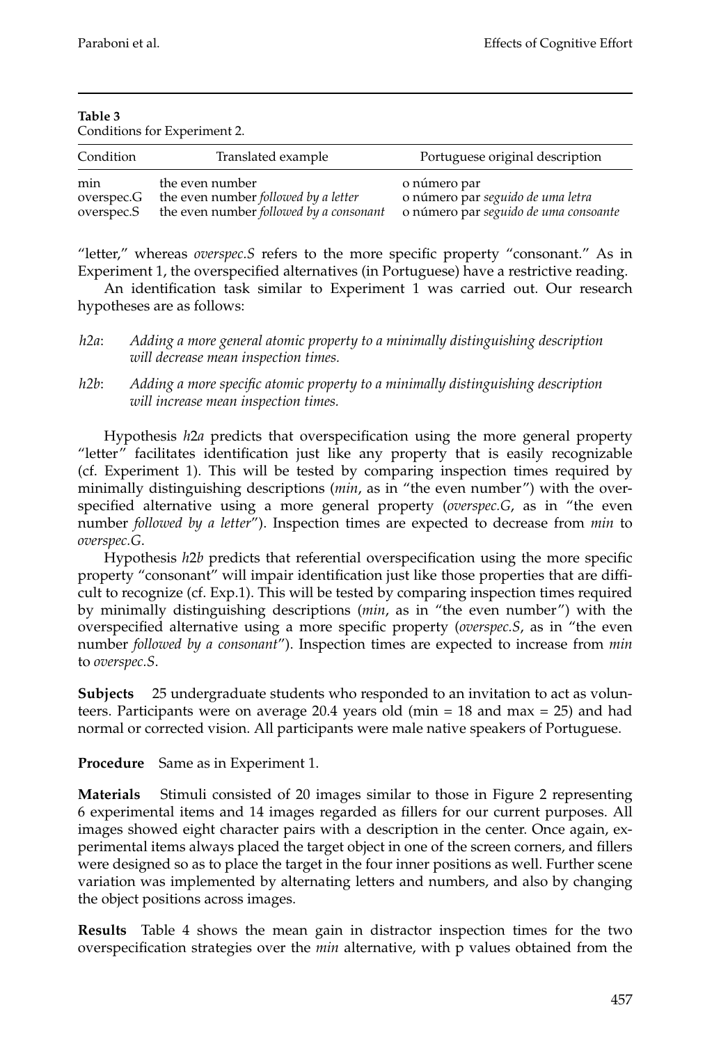**Table 3**
Conditions for Experiment 2.

| Condition | Translated example | Portuguese original description |
| --- | --- | --- |
| min | the even number | o número par |
| overspec.G | the even number *followed by a letter* | o número par *seguido de uma letra* |
| overspec.S | the even number *followed by a consonant* | o número par *seguido de uma consoante* |

"letter," whereas *overspec.S* refers to the more specific property "consonant." As in Experiment 1, the overspecified alternatives (in Portuguese) have a restrictive reading.

An identification task similar to Experiment 1 was carried out. Our research hypotheses are as follows:

*h2a*: *Adding a more general atomic property to a minimally distinguishing description will decrease mean inspection times.*

*h2b*: *Adding a more specific atomic property to a minimally distinguishing description will increase mean inspection times.*

Hypothesis *h2a* predicts that overspecification using the more general property "letter" facilitates identification just like any property that is easily recognizable (cf. Experiment 1). This will be tested by comparing inspection times required by minimally distinguishing descriptions (*min*, as in "the even number") with the overspecified alternative using a more general property (*overspec.G*, as in "the even number *followed by a letter*"). Inspection times are expected to decrease from *min* to *overspec.G*.

Hypothesis *h2b* predicts that referential overspecification using the more specific property "consonant" will impair identification just like those properties that are difficult to recognize (cf. Exp.1). This will be tested by comparing inspection times required by minimally distinguishing descriptions (*min*, as in "the even number") with the overspecified alternative using a more specific property (*overspec.S*, as in "the even number *followed by a consonant*"). Inspection times are expected to increase from *min* to *overspec.S*.

**Subjects** 25 undergraduate students who responded to an invitation to act as volunteers. Participants were on average 20.4 years old (min = 18 and max = 25) and had normal or corrected vision. All participants were male native speakers of Portuguese.

**Procedure** Same as in Experiment 1.

**Materials** Stimuli consisted of 20 images similar to those in Figure 2 representing 6 experimental items and 14 images regarded as fillers for our current purposes. All images showed eight character pairs with a description in the center. Once again, experimental items always placed the target object in one of the screen corners, and fillers were designed so as to place the target in the four inner positions as well. Further scene variation was implemented by alternating letters and numbers, and also by changing the object positions across images.

**Results** Table 4 shows the mean gain in distractor inspection times for the two overspecification strategies over the *min* alternative, with p values obtained from the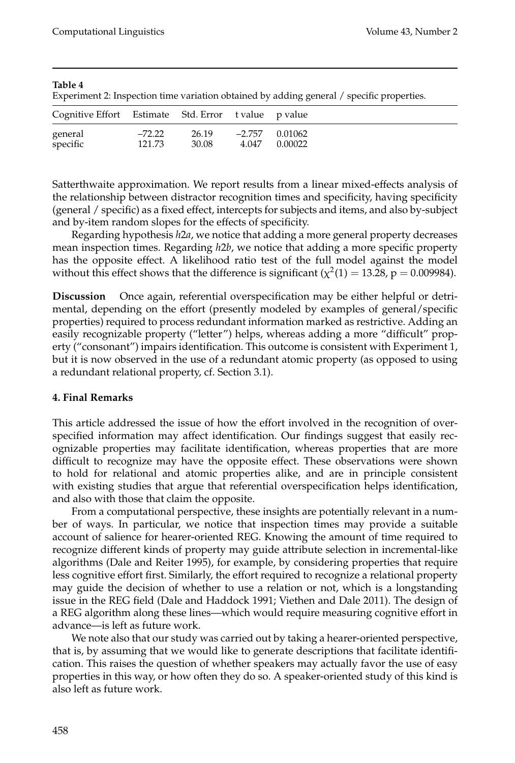**Table 4**
Experiment 2: Inspection time variation obtained by adding general / specific properties.

| Cognitive Effort | Estimate | Std. Error | t value | p value |
|---|---|---|---|---|
| general | –72.22 | 26.19 | –2.757 | 0.01062 |
| specific | 121.73 | 30.08 | 4.047 | 0.00022 |

Satterthwaite approximation. We report results from a linear mixed-effects analysis of the relationship between distractor recognition times and specificity, having specificity (general / specific) as a fixed effect, intercepts for subjects and items, and also by-subject and by-item random slopes for the effects of specificity.

Regarding hypothesis *h2a*, we notice that adding a more general property decreases mean inspection times. Regarding *h2b*, we notice that adding a more specific property has the opposite effect. A likelihood ratio test of the full model against the model without this effect shows that the difference is significant ($\chi^2(1) = 13.28$, $p = 0.009984$).

**Discussion** Once again, referential overspecification may be either helpful or detrimental, depending on the effort (presently modeled by examples of general/specific properties) required to process redundant information marked as restrictive. Adding an easily recognizable property ("letter") helps, whereas adding a more "difficult" property ("consonant") impairs identification. This outcome is consistent with Experiment 1, but it is now observed in the use of a redundant atomic property (as opposed to using a redundant relational property, cf. Section 3.1).

## 4. Final Remarks

This article addressed the issue of how the effort involved in the recognition of overspecified information may affect identification. Our findings suggest that easily recognizable properties may facilitate identification, whereas properties that are more difficult to recognize may have the opposite effect. These observations were shown to hold for relational and atomic properties alike, and are in principle consistent with existing studies that argue that referential overspecification helps identification, and also with those that claim the opposite.

From a computational perspective, these insights are potentially relevant in a number of ways. In particular, we notice that inspection times may provide a suitable account of salience for hearer-oriented REG. Knowing the amount of time required to recognize different kinds of property may guide attribute selection in incremental-like algorithms (Dale and Reiter 1995), for example, by considering properties that require less cognitive effort first. Similarly, the effort required to recognize a relational property may guide the decision of whether to use a relation or not, which is a longstanding issue in the REG field (Dale and Haddock 1991; Viethen and Dale 2011). The design of a REG algorithm along these lines—which would require measuring cognitive effort in advance—is left as future work.

We note also that our study was carried out by taking a hearer-oriented perspective, that is, by assuming that we would like to generate descriptions that facilitate identification. This raises the question of whether speakers may actually favor the use of easy properties in this way, or how often they do so. A speaker-oriented study of this kind is also left as future work.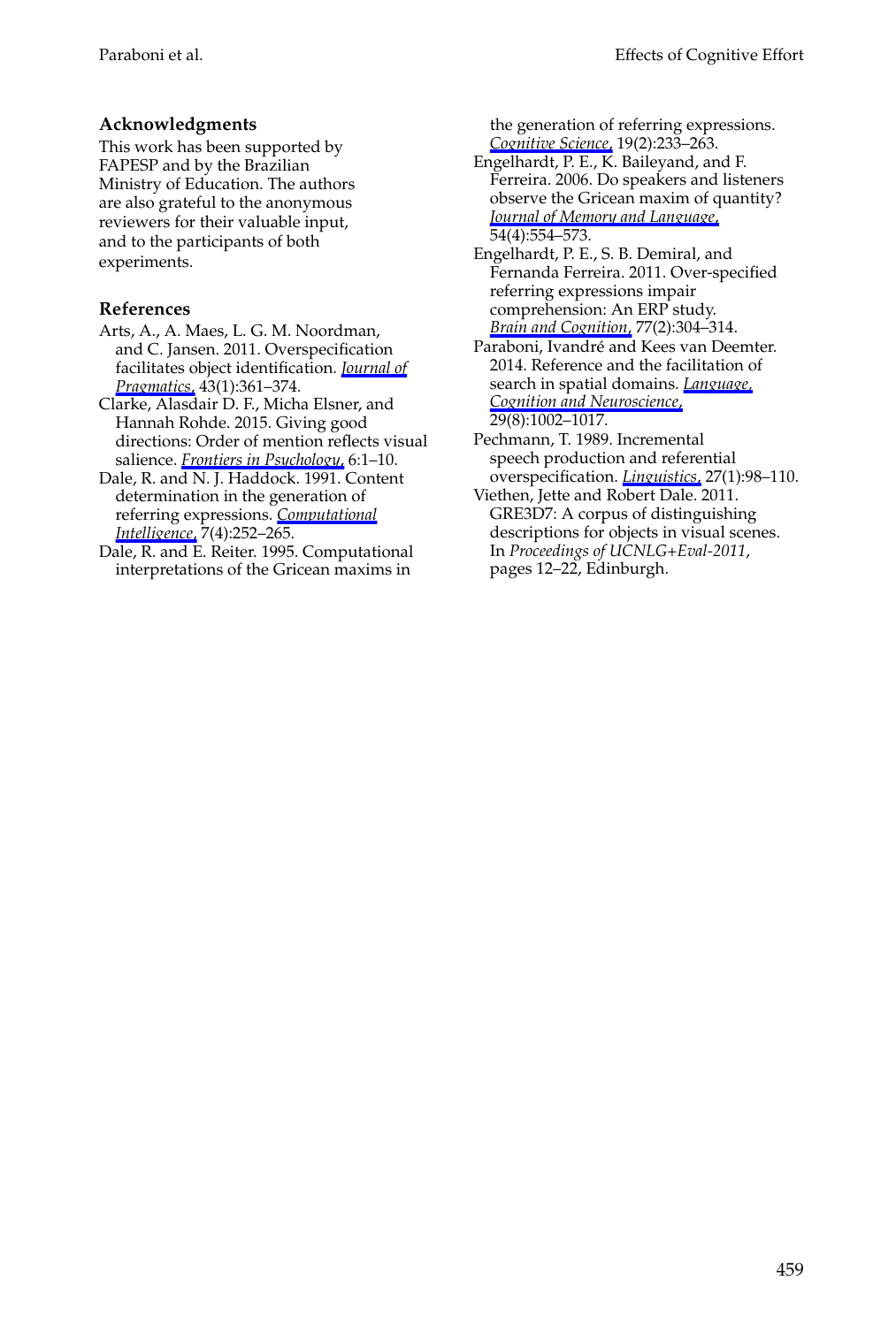## Acknowledgments

This work has been supported by FAPESP and by the Brazilian Ministry of Education. The authors are also grateful to the anonymous reviewers for their valuable input, and to the participants of both experiments.

## References

Arts, A., A. Maes, L. G. M. Noordman, and C. Jansen. 2011. Overspecification facilitates object identification. *Journal of Pragmatics*, 43(1):361–374.

Clarke, Alasdair D. F., Micha Elsner, and Hannah Rohde. 2015. Giving good directions: Order of mention reflects visual salience. *Frontiers in Psychology*, 6:1–10.

Dale, R. and N. J. Haddock. 1991. Content determination in the generation of referring expressions. *Computational Intelligence*, 7(4):252–265.

Dale, R. and E. Reiter. 1995. Computational interpretations of the Gricean maxims in the generation of referring expressions. *Cognitive Science*, 19(2):233–263.

Engelhardt, P. E., K. Baileyand, and F. Ferreira. 2006. Do speakers and listeners observe the Gricean maxim of quantity? *Journal of Memory and Language*, 54(4):554–573.

Engelhardt, P. E., S. B. Demiral, and Fernanda Ferreira. 2011. Over-specified referring expressions impair comprehension: An ERP study. *Brain and Cognition*, 77(2):304–314.

Paraboni, Ivandré and Kees van Deemter. 2014. Reference and the facilitation of search in spatial domains. *Language, Cognition and Neuroscience*, 29(8):1002–1017.

Pechmann, T. 1989. Incremental speech production and referential overspecification. *Linguistics*, 27(1):98–110.

Viethen, Jette and Robert Dale. 2011. GRE3D7: A corpus of distinguishing descriptions for objects in visual scenes. In *Proceedings of UCNLG+Eval-2011*, pages 12–22, Edinburgh.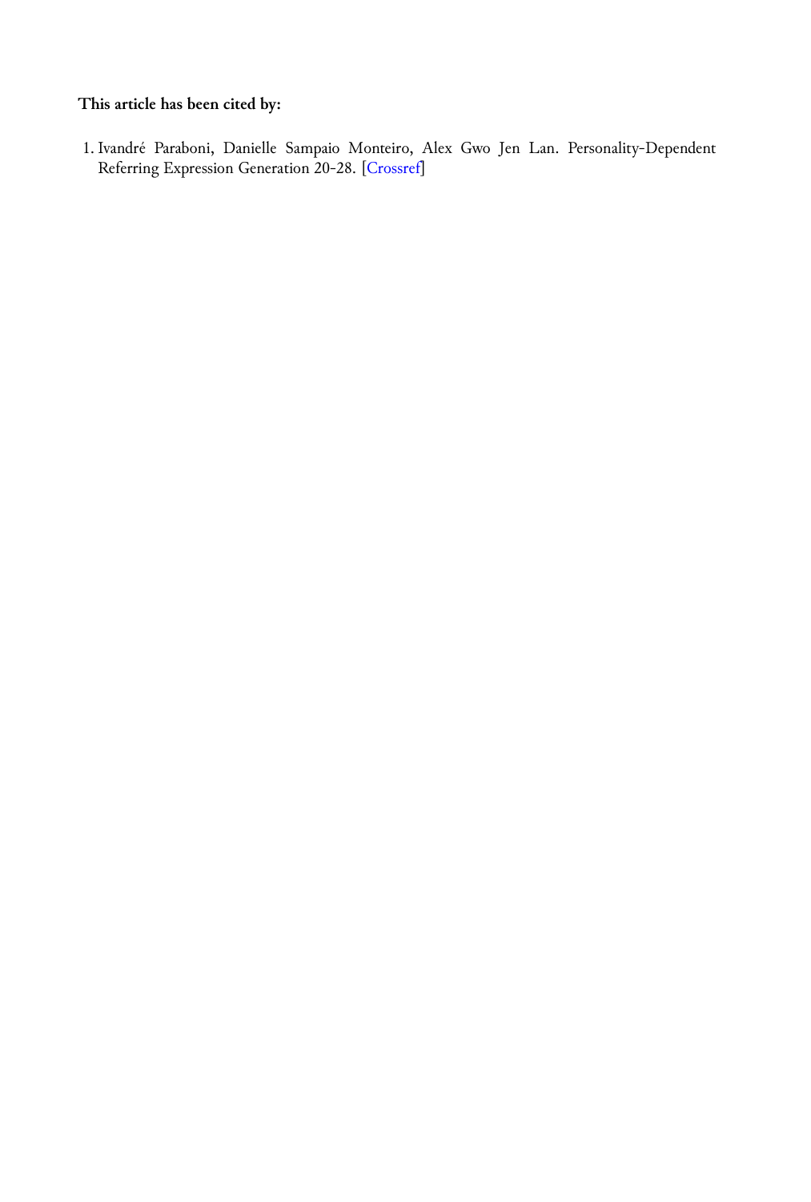**This article has been cited by:**

1. Ivandré Paraboni, Danielle Sampaio Monteiro, Alex Gwo Jen Lan. Personality-Dependent Referring Expression Generation 20-28. [Crossref]